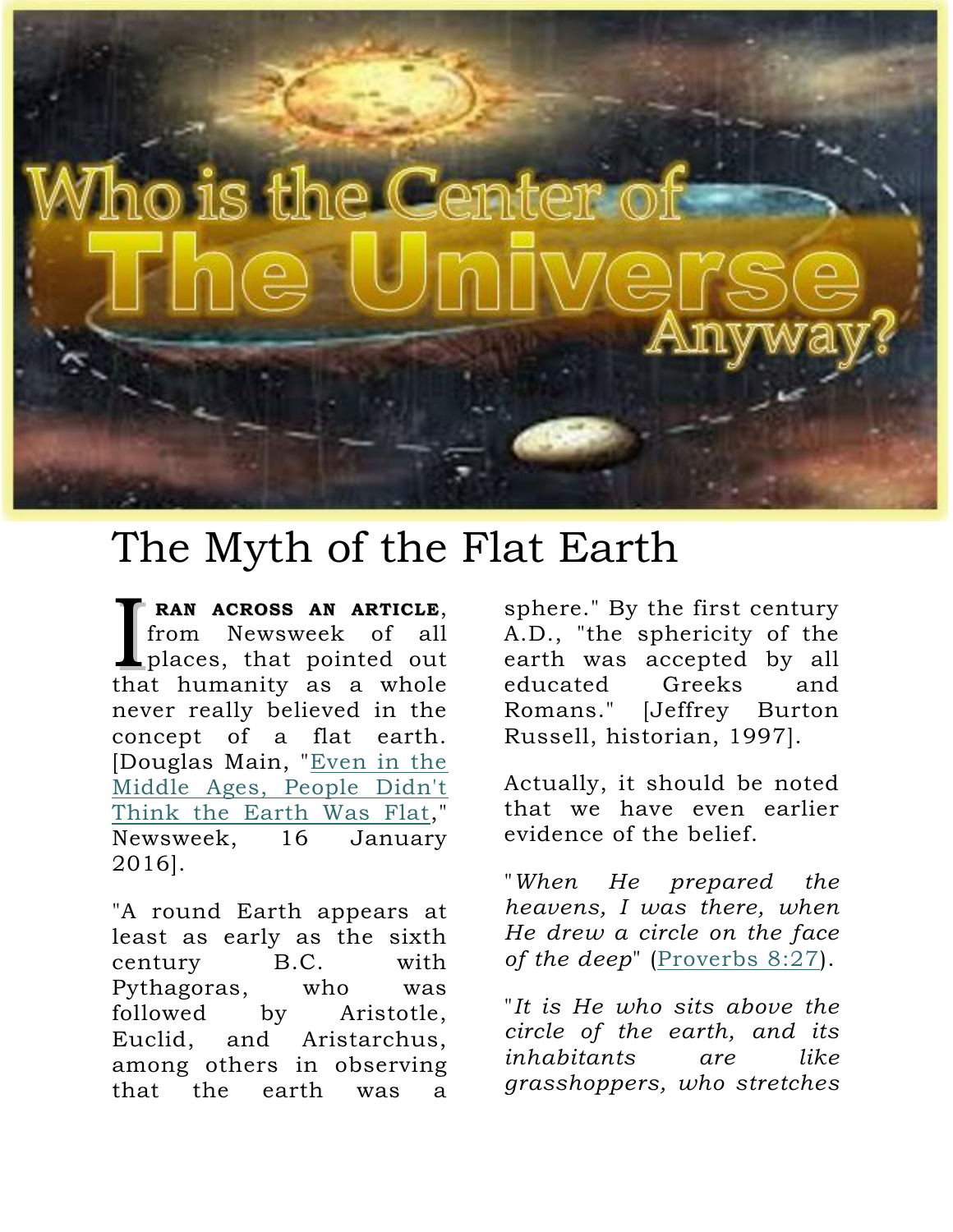Who is the Center of The Universe Anyway?

# The Myth of the Flat Earth

**I RAN ACROSS AN ARTICLE**, from Newsweek of all places, that pointed out that humanity as a whole never really believed in the concept of a flat earth. [Douglas Main, "Even in the Middle Ages, People Didn't Think the Earth Was Flat," Newsweek, 16 January 2016].

"A round Earth appears at least as early as the sixth century B.C. with Pythagoras, who was followed by Aristotle, Euclid, and Aristarchus, among others in observing that the earth was a sphere." By the first century A.D., "the sphericity of the earth was accepted by all educated Greeks and Romans." [Jeffrey Burton Russell, historian, 1997].

Actually, it should be noted that we have even earlier evidence of the belief.

"*When He prepared the heavens, I was there, when He drew a circle on the face of the deep*" (Proverbs 8:27).

"*It is He who sits above the circle of the earth, and its inhabitants are like grasshoppers, who stretches*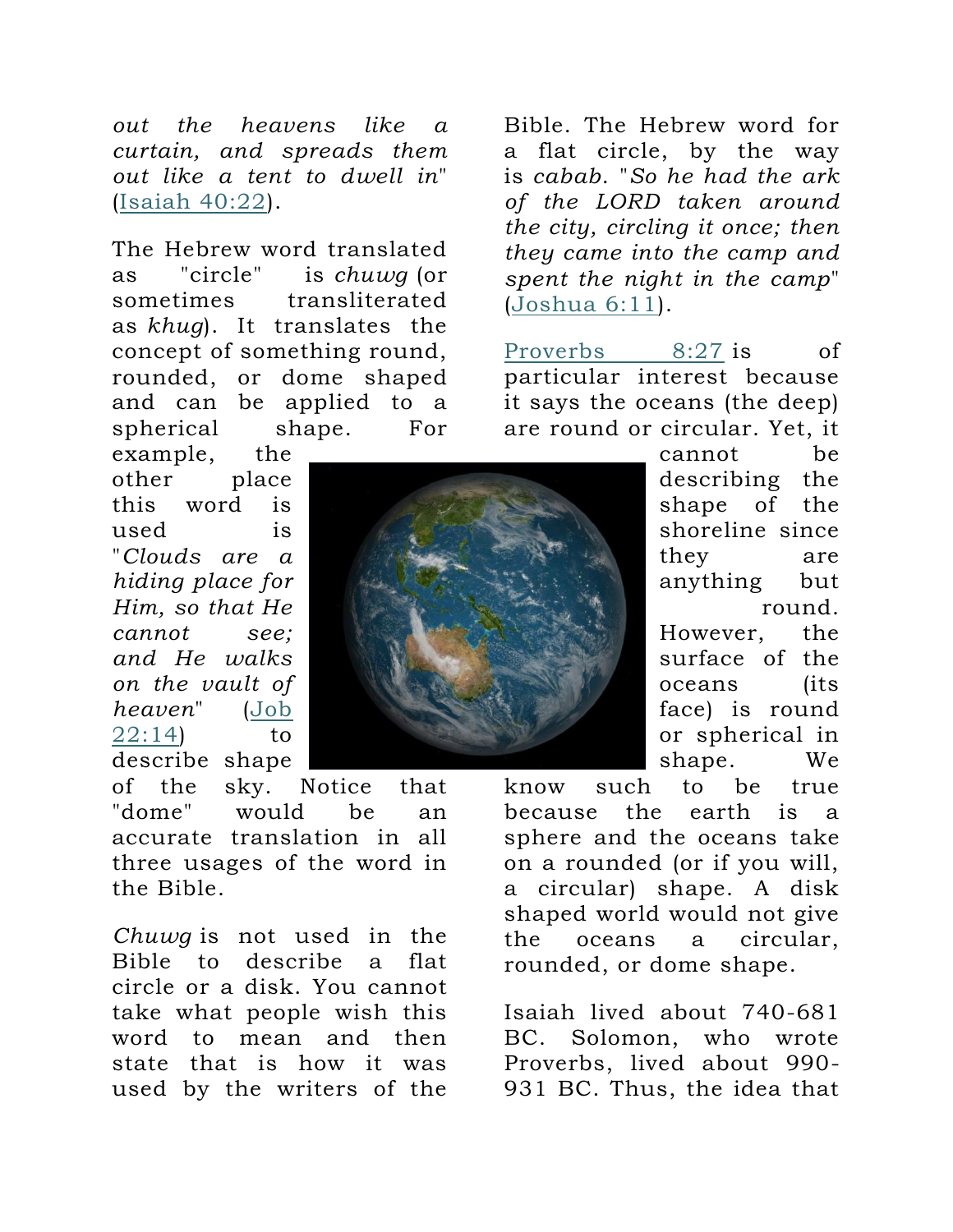*out the heavens like a curtain, and spreads them out like a tent to dwell in*" (Isaiah 40:22).

The Hebrew word translated as "circle" is *chuwg* (or sometimes transliterated as *khug*). It translates the concept of something round, rounded, or dome shaped and can be applied to a spherical shape. For example, the other place this word is used is "*Clouds are a hiding place for Him, so that He cannot see; and He walks on the vault of heaven*" (Job 22:14) to describe shape of the sky. Notice that "dome" would be an accurate translation in all three usages of the word in the Bible.

*Chuwg* is not used in the Bible to describe a flat circle or a disk. You cannot take what people wish this word to mean and then state that is how it was used by the writers of the Bible. The Hebrew word for a flat circle, by the way is *cabab*. "*So he had the ark of the LORD taken around the city, circling it once; then they came into the camp and spent the night in the camp*" (Joshua 6:11).

Proverbs 8:27 is of particular interest because it says the oceans (the deep) are round or circular. Yet, it cannot be describing the shape of the shoreline since they are anything but round. However, the surface of the oceans (its face) is round or spherical in shape. We know such to be true because the earth is a sphere and the oceans take on a rounded (or if you will, a circular) shape. A disk shaped world would not give the oceans a circular, rounded, or dome shape.

Isaiah lived about 740-681 BC. Solomon, who wrote Proverbs, lived about 990-931 BC. Thus, the idea that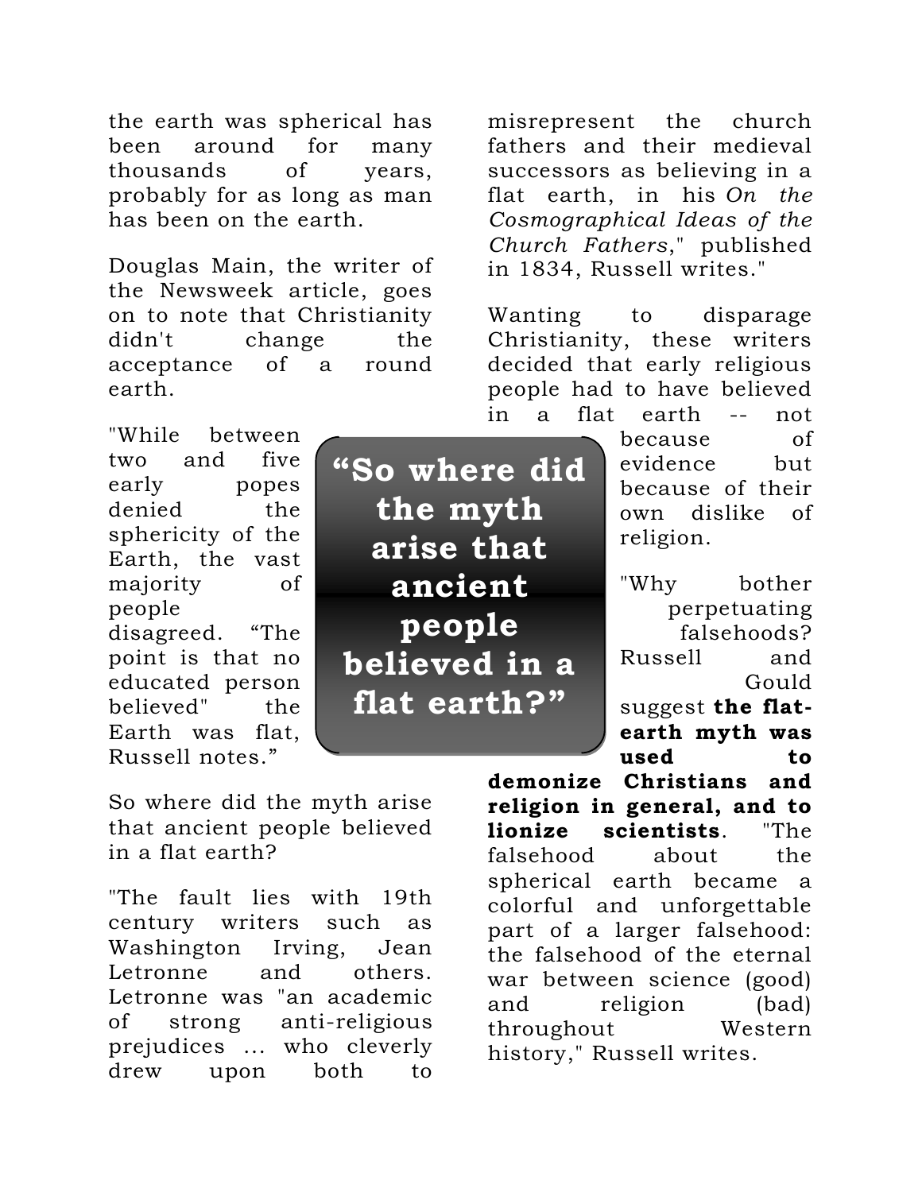the earth was spherical has been around for many thousands of years, probably for as long as man has been on the earth.

Douglas Main, the writer of the Newsweek article, goes on to note that Christianity didn't change the acceptance of a round earth.

"While between two and five early popes denied the sphericity of the Earth, the vast majority of people disagreed. "The point is that no educated person believed" the Earth was flat, Russell notes."

So where did the myth arise that ancient people believed in a flat earth?

"The fault lies with 19th century writers such as Washington Irving, Jean Letronne and others. Letronne was "an academic of strong anti-religious prejudices … who cleverly drew upon both to misrepresent the church fathers and their medieval successors as believing in a flat earth, in his *On the Cosmographical Ideas of the Church Fathers*," published in 1834, Russell writes."

Wanting to disparage Christianity, these writers decided that early religious people had to have believed in a flat earth -- not because of evidence but because of their own dislike of religion.

"Why bother perpetuating falsehoods? Russell and Gould suggest **the flat-earth myth was used to demonize Christians and religion in general, and to lionize scientists**. "The falsehood about the spherical earth became a colorful and unforgettable part of a larger falsehood: the falsehood of the eternal war between science (good) and religion (bad) throughout Western history," Russell writes.

**"So where did the myth arise that ancient people believed in a flat earth?"**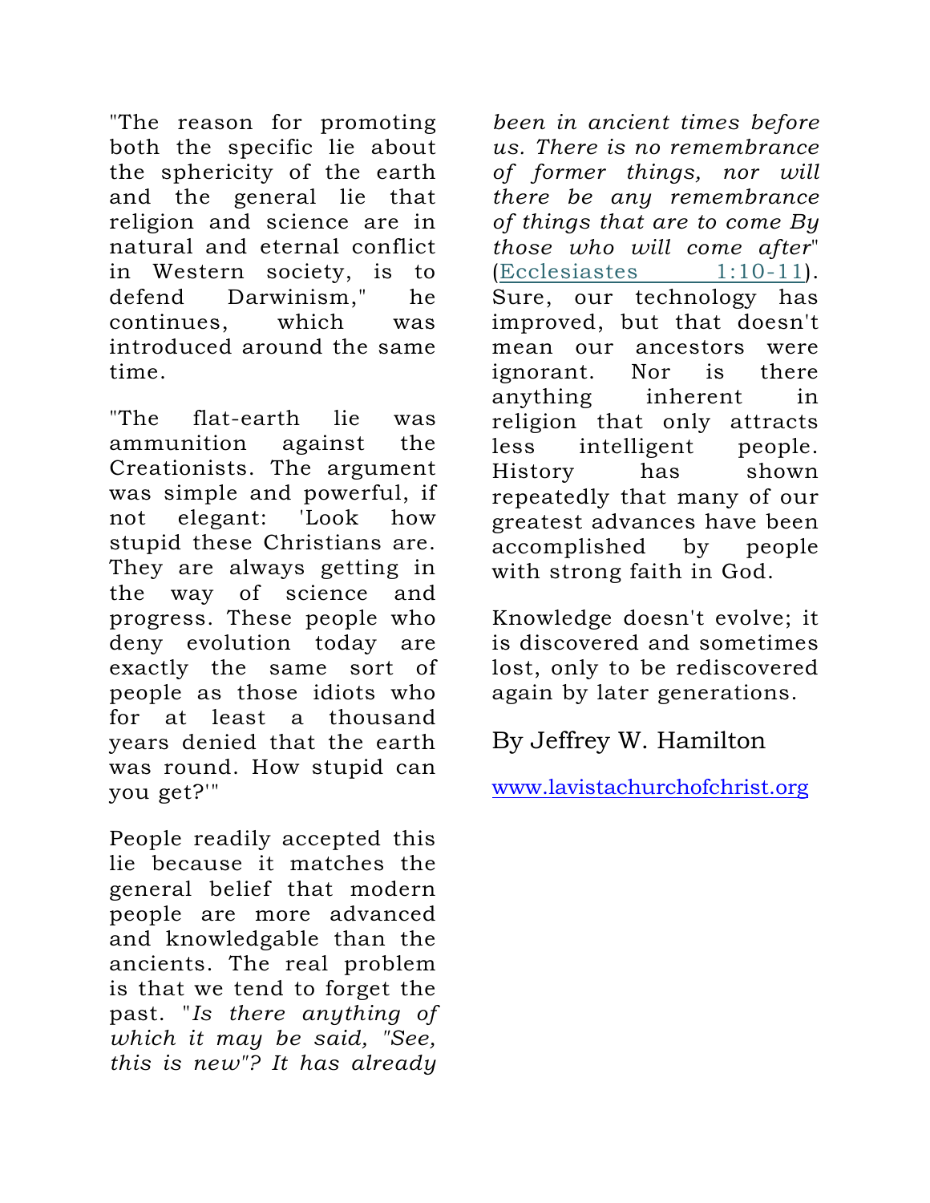"The reason for promoting both the specific lie about the sphericity of the earth and the general lie that religion and science are in natural and eternal conflict in Western society, is to defend Darwinism," he continues, which was introduced around the same time.

"The flat-earth lie was ammunition against the Creationists. The argument was simple and powerful, if not elegant: 'Look how stupid these Christians are. They are always getting in the way of science and progress. These people who deny evolution today are exactly the same sort of people as those idiots who for at least a thousand years denied that the earth was round. How stupid can you get?'"

People readily accepted this lie because it matches the general belief that modern people are more advanced and knowledgable than the ancients. The real problem is that we tend to forget the past. "*Is there anything of which it may be said, "See, this is new"? It has already been in ancient times before us. There is no remembrance of former things, nor will there be any remembrance of things that are to come By those who will come after*" (Ecclesiastes 1:10-11). Sure, our technology has improved, but that doesn't mean our ancestors were ignorant. Nor is there anything inherent in religion that only attracts less intelligent people. History has shown repeatedly that many of our greatest advances have been accomplished by people with strong faith in God.

Knowledge doesn't evolve; it is discovered and sometimes lost, only to be rediscovered again by later generations.

By Jeffrey W. Hamilton

www.lavistachurchofchrist.org